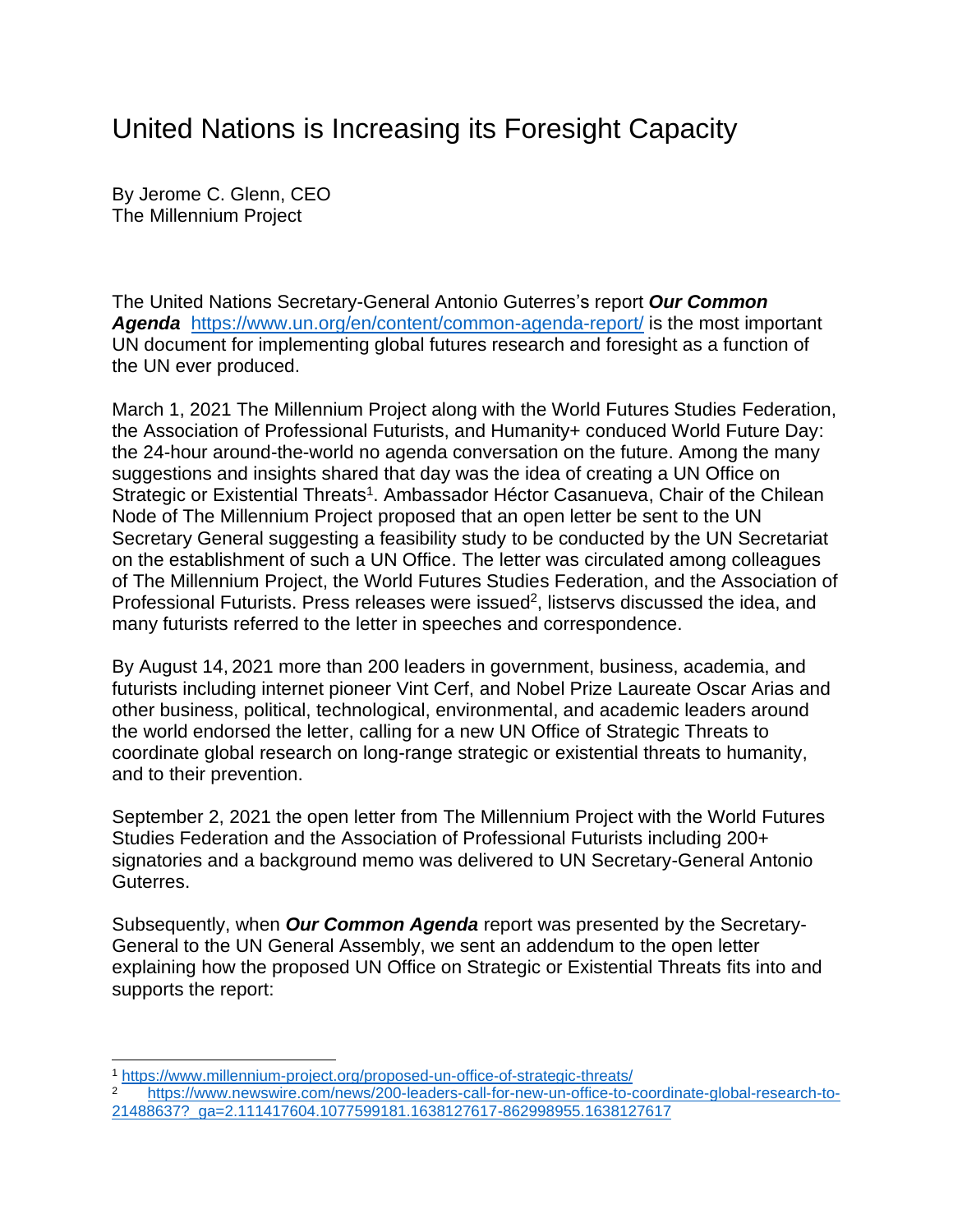# United Nations is Increasing its Foresight Capacity

By Jerome C. Glenn, CEO
The Millennium Project

The United Nations Secretary-General Antonio Guterres's report ***Our Common Agenda*** https://www.un.org/en/content/common-agenda-report/ is the most important UN document for implementing global futures research and foresight as a function of the UN ever produced.

March 1, 2021 The Millennium Project along with the World Futures Studies Federation, the Association of Professional Futurists, and Humanity+ conduced World Future Day: the 24-hour around-the-world no agenda conversation on the future. Among the many suggestions and insights shared that day was the idea of creating a UN Office on Strategic or Existential Threats[1]. Ambassador Héctor Casanueva, Chair of the Chilean Node of The Millennium Project proposed that an open letter be sent to the UN Secretary General suggesting a feasibility study to be conducted by the UN Secretariat on the establishment of such a UN Office. The letter was circulated among colleagues of The Millennium Project, the World Futures Studies Federation, and the Association of Professional Futurists. Press releases were issued[2], listservs discussed the idea, and many futurists referred to the letter in speeches and correspondence.

By August 14, 2021 more than 200 leaders in government, business, academia, and futurists including internet pioneer Vint Cerf, and Nobel Prize Laureate Oscar Arias and other business, political, technological, environmental, and academic leaders around the world endorsed the letter, calling for a new UN Office of Strategic Threats to coordinate global research on long-range strategic or existential threats to humanity, and to their prevention.

September 2, 2021 the open letter from The Millennium Project with the World Futures Studies Federation and the Association of Professional Futurists including 200+ signatories and a background memo was delivered to UN Secretary-General Antonio Guterres.

Subsequently, when ***Our Common Agenda*** report was presented by the Secretary-General to the UN General Assembly, we sent an addendum to the open letter explaining how the proposed UN Office on Strategic or Existential Threats fits into and supports the report:

---

[1] https://www.millennium-project.org/proposed-un-office-of-strategic-threats/

[2] https://www.newswire.com/news/200-leaders-call-for-new-un-office-to-coordinate-global-research-to-21488637?_ga=2.111417604.1077599181.1638127617-862998955.1638127617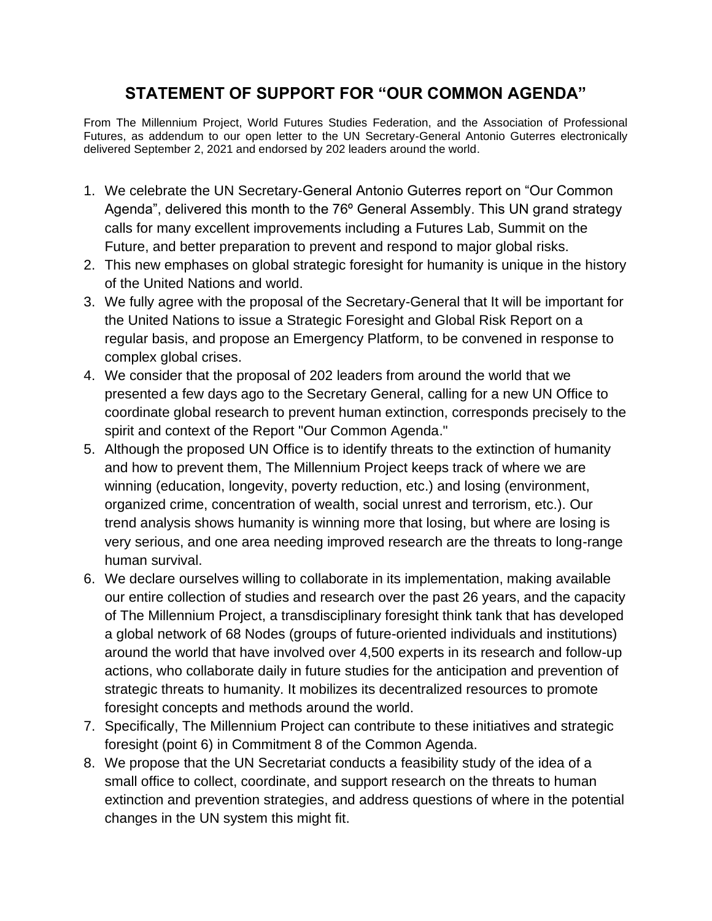# STATEMENT OF SUPPORT FOR "OUR COMMON AGENDA"

From The Millennium Project, World Futures Studies Federation, and the Association of Professional Futures, as addendum to our open letter to the UN Secretary-General Antonio Guterres electronically delivered September 2, 2021 and endorsed by 202 leaders around the world.

1. We celebrate the UN Secretary-General Antonio Guterres report on "Our Common Agenda", delivered this month to the 76º General Assembly. This UN grand strategy calls for many excellent improvements including a Futures Lab, Summit on the Future, and better preparation to prevent and respond to major global risks.
2. This new emphases on global strategic foresight for humanity is unique in the history of the United Nations and world.
3. We fully agree with the proposal of the Secretary-General that It will be important for the United Nations to issue a Strategic Foresight and Global Risk Report on a regular basis, and propose an Emergency Platform, to be convened in response to complex global crises.
4. We consider that the proposal of 202 leaders from around the world that we presented a few days ago to the Secretary General, calling for a new UN Office to coordinate global research to prevent human extinction, corresponds precisely to the spirit and context of the Report "Our Common Agenda."
5. Although the proposed UN Office is to identify threats to the extinction of humanity and how to prevent them, The Millennium Project keeps track of where we are winning (education, longevity, poverty reduction, etc.) and losing (environment, organized crime, concentration of wealth, social unrest and terrorism, etc.). Our trend analysis shows humanity is winning more that losing, but where are losing is very serious, and one area needing improved research are the threats to long-range human survival.
6. We declare ourselves willing to collaborate in its implementation, making available our entire collection of studies and research over the past 26 years, and the capacity of The Millennium Project, a transdisciplinary foresight think tank that has developed a global network of 68 Nodes (groups of future-oriented individuals and institutions) around the world that have involved over 4,500 experts in its research and follow-up actions, who collaborate daily in future studies for the anticipation and prevention of strategic threats to humanity. It mobilizes its decentralized resources to promote foresight concepts and methods around the world.
7. Specifically, The Millennium Project can contribute to these initiatives and strategic foresight (point 6) in Commitment 8 of the Common Agenda.
8. We propose that the UN Secretariat conducts a feasibility study of the idea of a small office to collect, coordinate, and support research on the threats to human extinction and prevention strategies, and address questions of where in the potential changes in the UN system this might fit.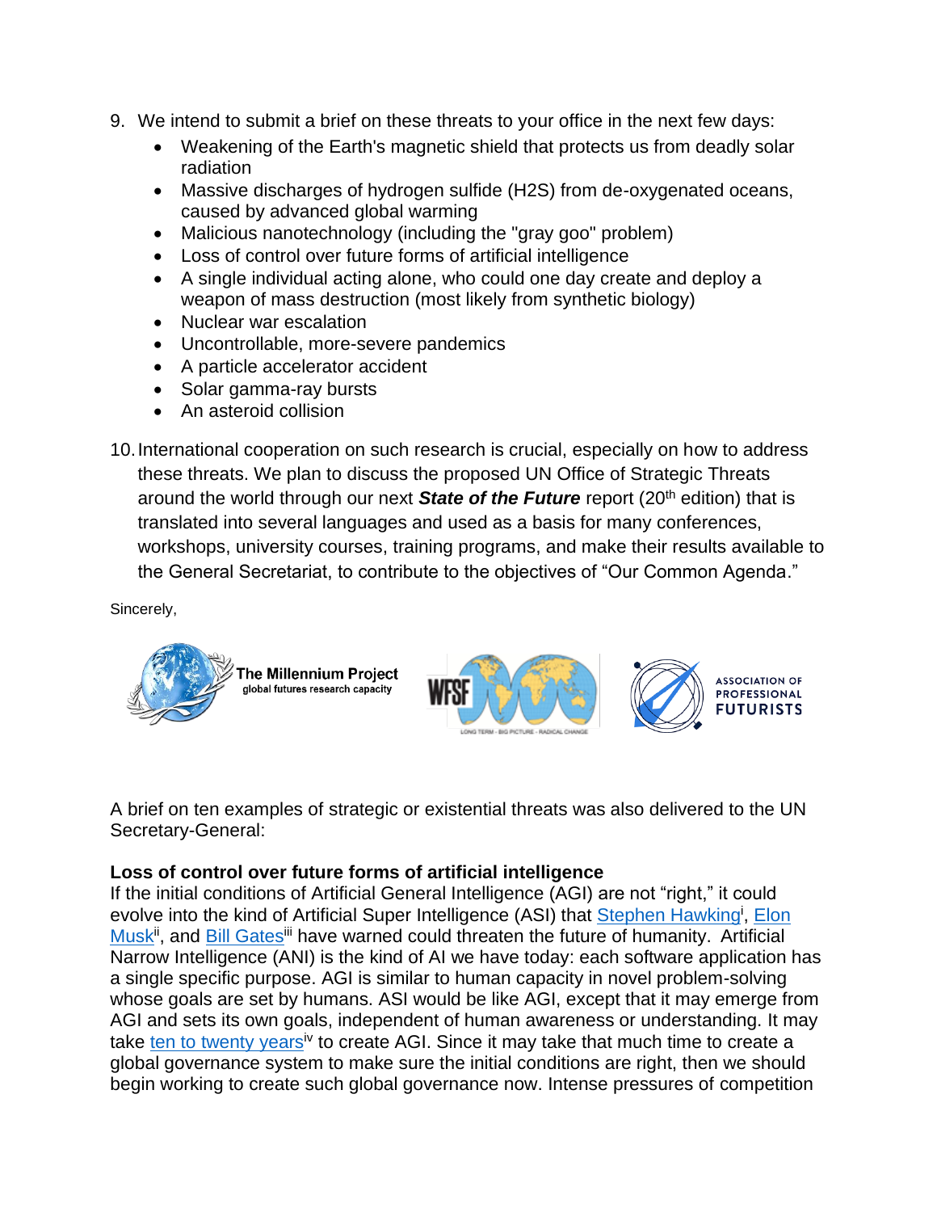9. We intend to submit a brief on these threats to your office in the next few days:
   - Weakening of the Earth's magnetic shield that protects us from deadly solar radiation
   - Massive discharges of hydrogen sulfide (H2S) from de-oxygenated oceans, caused by advanced global warming
   - Malicious nanotechnology (including the "gray goo" problem)
   - Loss of control over future forms of artificial intelligence
   - A single individual acting alone, who could one day create and deploy a weapon of mass destruction (most likely from synthetic biology)
   - Nuclear war escalation
   - Uncontrollable, more-severe pandemics
   - A particle accelerator accident
   - Solar gamma-ray bursts
   - An asteroid collision

10. International cooperation on such research is crucial, especially on how to address these threats. We plan to discuss the proposed UN Office of Strategic Threats around the world through our next ***State of the Future*** report (20th edition) that is translated into several languages and used as a basis for many conferences, workshops, university courses, training programs, and make their results available to the General Secretariat, to contribute to the objectives of "Our Common Agenda."

Sincerely,

The Millennium Project
global futures research capacity

WFSF
LONG TERM - BIG PICTURE - RADICAL CHANGE

ASSOCIATION OF PROFESSIONAL FUTURISTS

A brief on ten examples of strategic or existential threats was also delivered to the UN Secretary-General:

**Loss of control over future forms of artificial intelligence**

If the initial conditions of Artificial General Intelligence (AGI) are not "right," it could evolve into the kind of Artificial Super Intelligence (ASI) that Stephen Hawking[i], Elon Musk[ii], and Bill Gates[iii] have warned could threaten the future of humanity. Artificial Narrow Intelligence (ANI) is the kind of AI we have today: each software application has a single specific purpose. AGI is similar to human capacity in novel problem-solving whose goals are set by humans. ASI would be like AGI, except that it may emerge from AGI and sets its own goals, independent of human awareness or understanding. It may take ten to twenty years[iv] to create AGI. Since it may take that much time to create a global governance system to make sure the initial conditions are right, then we should begin working to create such global governance now. Intense pressures of competition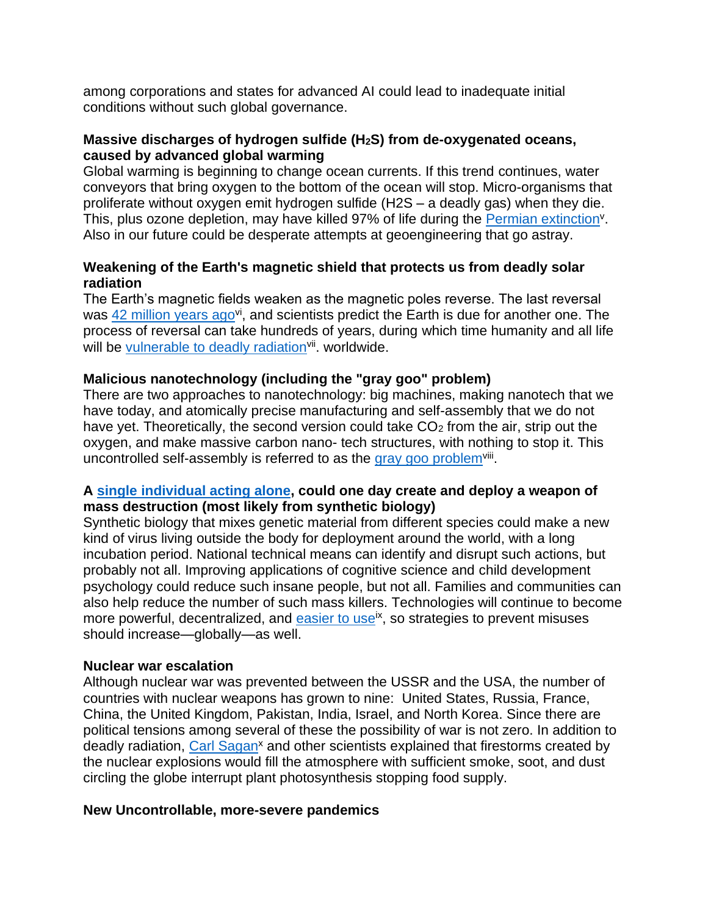among corporations and states for advanced AI could lead to inadequate initial conditions without such global governance.

**Massive discharges of hydrogen sulfide ($H_2S$) from de-oxygenated oceans, caused by advanced global warming**

Global warming is beginning to change ocean currents. If this trend continues, water conveyors that bring oxygen to the bottom of the ocean will stop. Micro-organisms that proliferate without oxygen emit hydrogen sulfide ($H2S$ – a deadly gas) when they die. This, plus ozone depletion, may have killed 97% of life during the Permian extinction[v]. Also in our future could be desperate attempts at geoengineering that go astray.

**Weakening of the Earth's magnetic shield that protects us from deadly solar radiation**

The Earth's magnetic fields weaken as the magnetic poles reverse. The last reversal was 42 million years ago[vi], and scientists predict the Earth is due for another one. The process of reversal can take hundreds of years, during which time humanity and all life will be vulnerable to deadly radiation[vii]. worldwide.

**Malicious nanotechnology (including the "gray goo" problem)**

There are two approaches to nanotechnology: big machines, making nanotech that we have today, and atomically precise manufacturing and self-assembly that we do not have yet. Theoretically, the second version could take $CO_2$ from the air, strip out the oxygen, and make massive carbon nano- tech structures, with nothing to stop it. This uncontrolled self-assembly is referred to as the gray goo problem[viii].

**A single individual acting alone, could one day create and deploy a weapon of mass destruction (most likely from synthetic biology)**

Synthetic biology that mixes genetic material from different species could make a new kind of virus living outside the body for deployment around the world, with a long incubation period. National technical means can identify and disrupt such actions, but probably not all. Improving applications of cognitive science and child development psychology could reduce such insane people, but not all. Families and communities can also help reduce the number of such mass killers. Technologies will continue to become more powerful, decentralized, and easier to use[ix], so strategies to prevent misuses should increase—globally—as well.

**Nuclear war escalation**

Although nuclear war was prevented between the USSR and the USA, the number of countries with nuclear weapons has grown to nine: United States, Russia, France, China, the United Kingdom, Pakistan, India, Israel, and North Korea. Since there are political tensions among several of these the possibility of war is not zero. In addition to deadly radiation, Carl Sagan[x] and other scientists explained that firestorms created by the nuclear explosions would fill the atmosphere with sufficient smoke, soot, and dust circling the globe interrupt plant photosynthesis stopping food supply.

**New Uncontrollable, more-severe pandemics**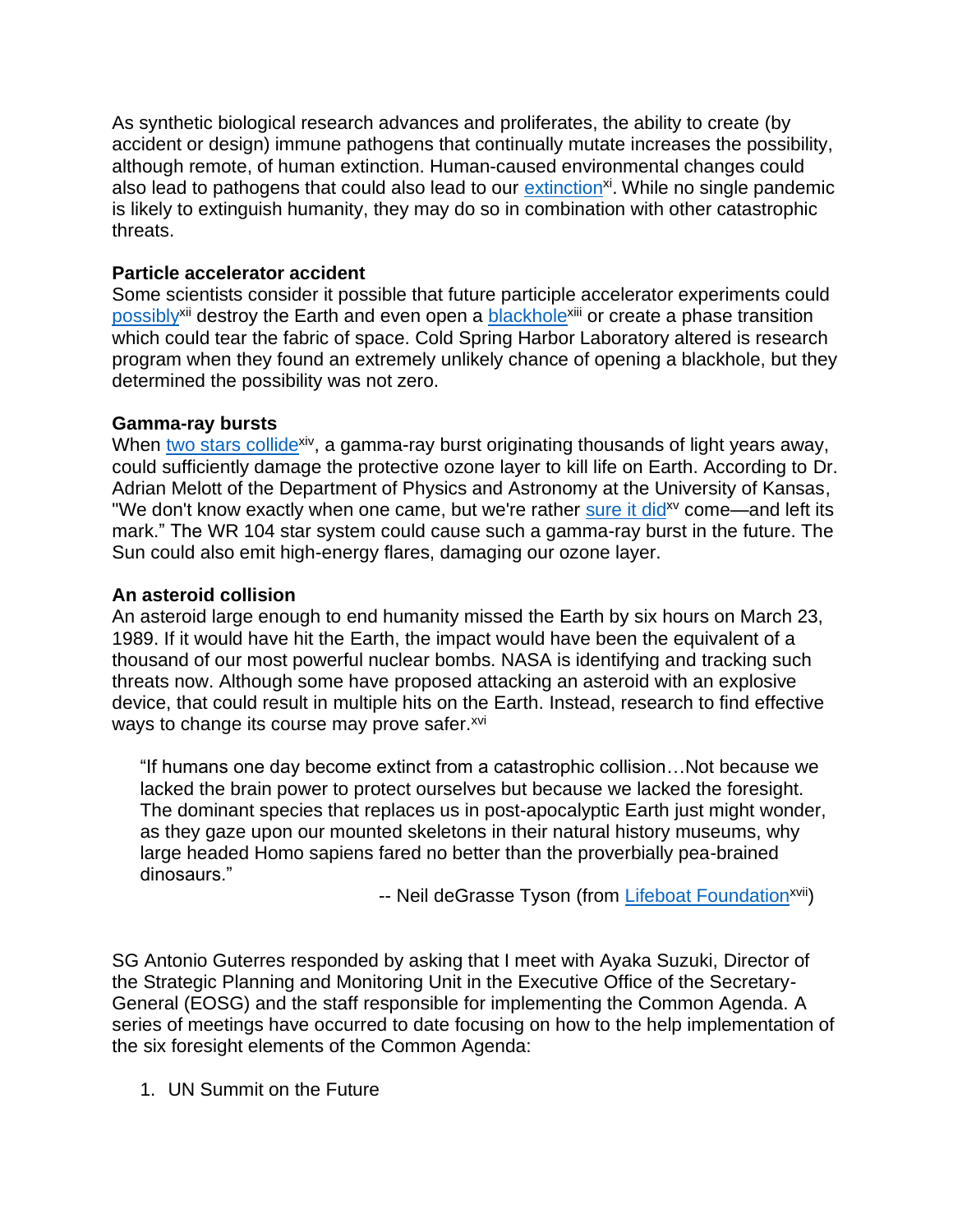As synthetic biological research advances and proliferates, the ability to create (by accident or design) immune pathogens that continually mutate increases the possibility, although remote, of human extinction. Human-caused environmental changes could also lead to pathogens that could also lead to our extinction[xi]. While no single pandemic is likely to extinguish humanity, they may do so in combination with other catastrophic threats.

**Particle accelerator accident**
Some scientists consider it possible that future participle accelerator experiments could possibly[xii] destroy the Earth and even open a blackhole[xiii] or create a phase transition which could tear the fabric of space. Cold Spring Harbor Laboratory altered is research program when they found an extremely unlikely chance of opening a blackhole, but they determined the possibility was not zero.

**Gamma-ray bursts**
When two stars collide[xiv], a gamma-ray burst originating thousands of light years away, could sufficiently damage the protective ozone layer to kill life on Earth. According to Dr. Adrian Melott of the Department of Physics and Astronomy at the University of Kansas, "We don't know exactly when one came, but we're rather sure it did[xv] come—and left its mark." The WR 104 star system could cause such a gamma-ray burst in the future. The Sun could also emit high-energy flares, damaging our ozone layer.

**An asteroid collision**
An asteroid large enough to end humanity missed the Earth by six hours on March 23, 1989. If it would have hit the Earth, the impact would have been the equivalent of a thousand of our most powerful nuclear bombs. NASA is identifying and tracking such threats now. Although some have proposed attacking an asteroid with an explosive device, that could result in multiple hits on the Earth. Instead, research to find effective ways to change its course may prove safer.[xvi]

> "If humans one day become extinct from a catastrophic collision…Not because we lacked the brain power to protect ourselves but because we lacked the foresight. The dominant species that replaces us in post-apocalyptic Earth just might wonder, as they gaze upon our mounted skeletons in their natural history museums, why large headed Homo sapiens fared no better than the proverbially pea-brained dinosaurs."
>
> -- Neil deGrasse Tyson (from Lifeboat Foundation[xvii])

SG Antonio Guterres responded by asking that I meet with Ayaka Suzuki, Director of the Strategic Planning and Monitoring Unit in the Executive Office of the Secretary-General (EOSG) and the staff responsible for implementing the Common Agenda. A series of meetings have occurred to date focusing on how to the help implementation of the six foresight elements of the Common Agenda:

1. UN Summit on the Future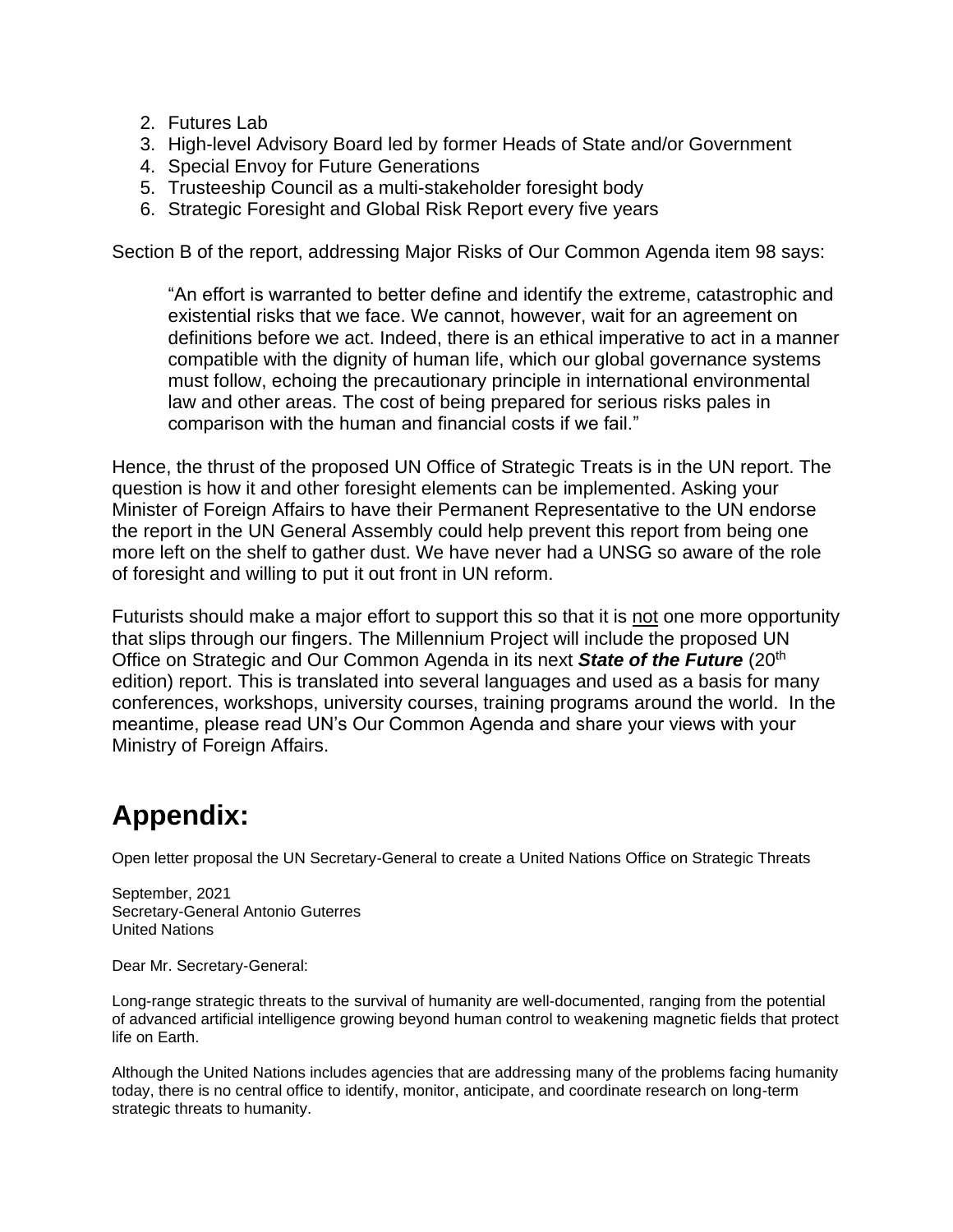2. Futures Lab
3. High-level Advisory Board led by former Heads of State and/or Government
4. Special Envoy for Future Generations
5. Trusteeship Council as a multi-stakeholder foresight body
6. Strategic Foresight and Global Risk Report every five years

Section B of the report, addressing Major Risks of Our Common Agenda item 98 says:

> "An effort is warranted to better define and identify the extreme, catastrophic and existential risks that we face. We cannot, however, wait for an agreement on definitions before we act. Indeed, there is an ethical imperative to act in a manner compatible with the dignity of human life, which our global governance systems must follow, echoing the precautionary principle in international environmental law and other areas. The cost of being prepared for serious risks pales in comparison with the human and financial costs if we fail."

Hence, the thrust of the proposed UN Office of Strategic Treats is in the UN report. The question is how it and other foresight elements can be implemented. Asking your Minister of Foreign Affairs to have their Permanent Representative to the UN endorse the report in the UN General Assembly could help prevent this report from being one more left on the shelf to gather dust. We have never had a UNSG so aware of the role of foresight and willing to put it out front in UN reform.

Futurists should make a major effort to support this so that it is not one more opportunity that slips through our fingers. The Millennium Project will include the proposed UN Office on Strategic and Our Common Agenda in its next ***State of the Future*** (20th edition) report. This is translated into several languages and used as a basis for many conferences, workshops, university courses, training programs around the world. In the meantime, please read UN's Our Common Agenda and share your views with your Ministry of Foreign Affairs.

# Appendix:

Open letter proposal the UN Secretary-General to create a United Nations Office on Strategic Threats

September, 2021
Secretary-General Antonio Guterres
United Nations

Dear Mr. Secretary-General:

Long-range strategic threats to the survival of humanity are well-documented, ranging from the potential of advanced artificial intelligence growing beyond human control to weakening magnetic fields that protect life on Earth.

Although the United Nations includes agencies that are addressing many of the problems facing humanity today, there is no central office to identify, monitor, anticipate, and coordinate research on long-term strategic threats to humanity.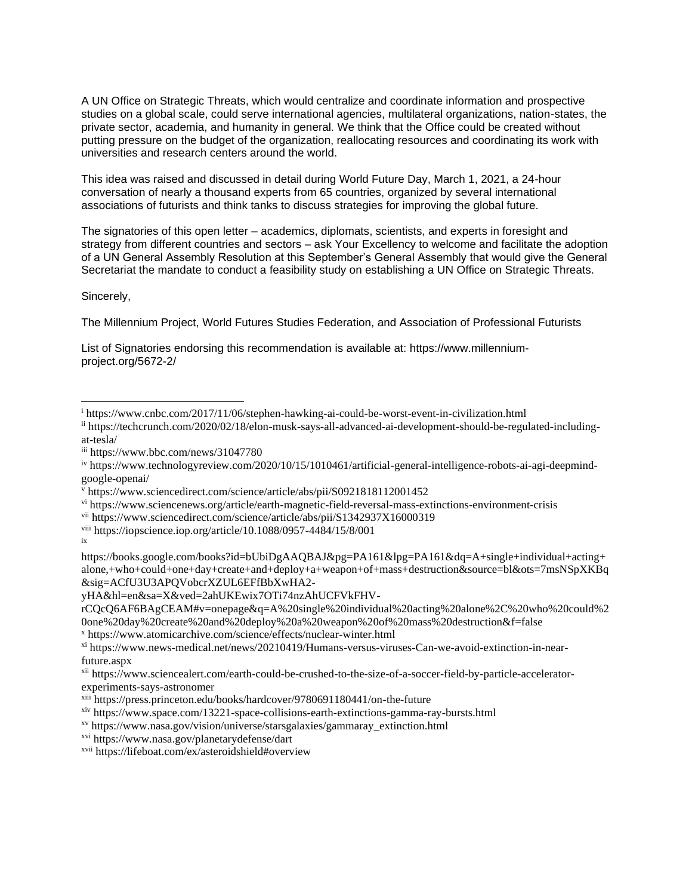A UN Office on Strategic Threats, which would centralize and coordinate information and prospective studies on a global scale, could serve international agencies, multilateral organizations, nation-states, the private sector, academia, and humanity in general. We think that the Office could be created without putting pressure on the budget of the organization, reallocating resources and coordinating its work with universities and research centers around the world.

This idea was raised and discussed in detail during World Future Day, March 1, 2021, a 24-hour conversation of nearly a thousand experts from 65 countries, organized by several international associations of futurists and think tanks to discuss strategies for improving the global future.

The signatories of this open letter – academics, diplomats, scientists, and experts in foresight and strategy from different countries and sectors – ask Your Excellency to welcome and facilitate the adoption of a UN General Assembly Resolution at this September's General Assembly that would give the General Secretariat the mandate to conduct a feasibility study on establishing a UN Office on Strategic Threats.

Sincerely,

The Millennium Project, World Futures Studies Federation, and Association of Professional Futurists

List of Signatories endorsing this recommendation is available at: https://www.millennium-project.org/5672-2/

---

[i] https://www.cnbc.com/2017/11/06/stephen-hawking-ai-could-be-worst-event-in-civilization.html

[ii] https://techcrunch.com/2020/02/18/elon-musk-says-all-advanced-ai-development-should-be-regulated-including-at-tesla/

[iii] https://www.bbc.com/news/31047780

[iv] https://www.technologyreview.com/2020/10/15/1010461/artificial-general-intelligence-robots-ai-agi-deepmind-google-openai/

[v] https://www.sciencedirect.com/science/article/abs/pii/S0921818112001452

[vi] https://www.sciencenews.org/article/earth-magnetic-field-reversal-mass-extinctions-environment-crisis

[vii] https://www.sciencedirect.com/science/article/abs/pii/S1342937X16000319

[viii] https://iopscience.iop.org/article/10.1088/0957-4484/15/8/001

[ix] https://books.google.com/books?id=bUbiDgAAQBAJ&pg=PA161&lpg=PA161&dq=A+single+individual+acting+alone,+who+could+one+day+create+and+deploy+a+weapon+of+mass+destruction&source=bl&ots=7msNSpXKBq&sig=ACfU3U3APQVobcrXZUL6EFfBbXwHA2-yHA&hl=en&sa=X&ved=2ahUKEwix7OTi74nzAhUCFVkFHV-rCQcQ6AF6BAgCEAM#v=onepage&q=A%20single%20individual%20acting%20alone%2C%20who%20could%20one%20day%20create%20and%20deploy%20a%20weapon%20of%20mass%20destruction&f=false

[x] https://www.atomicarchive.com/science/effects/nuclear-winter.html

[xi] https://www.news-medical.net/news/20210419/Humans-versus-viruses-Can-we-avoid-extinction-in-near-future.aspx

[xii] https://www.sciencealert.com/earth-could-be-crushed-to-the-size-of-a-soccer-field-by-particle-accelerator-experiments-says-astronomer

[xiii] https://press.princeton.edu/books/hardcover/9780691180441/on-the-future

[xiv] https://www.space.com/13221-space-collisions-earth-extinctions-gamma-ray-bursts.html

[xv] https://www.nasa.gov/vision/universe/starsgalaxies/gammaray_extinction.html

[xvi] https://www.nasa.gov/planetarydefense/dart

[xvii] https://lifeboat.com/ex/asteroidshield#overview